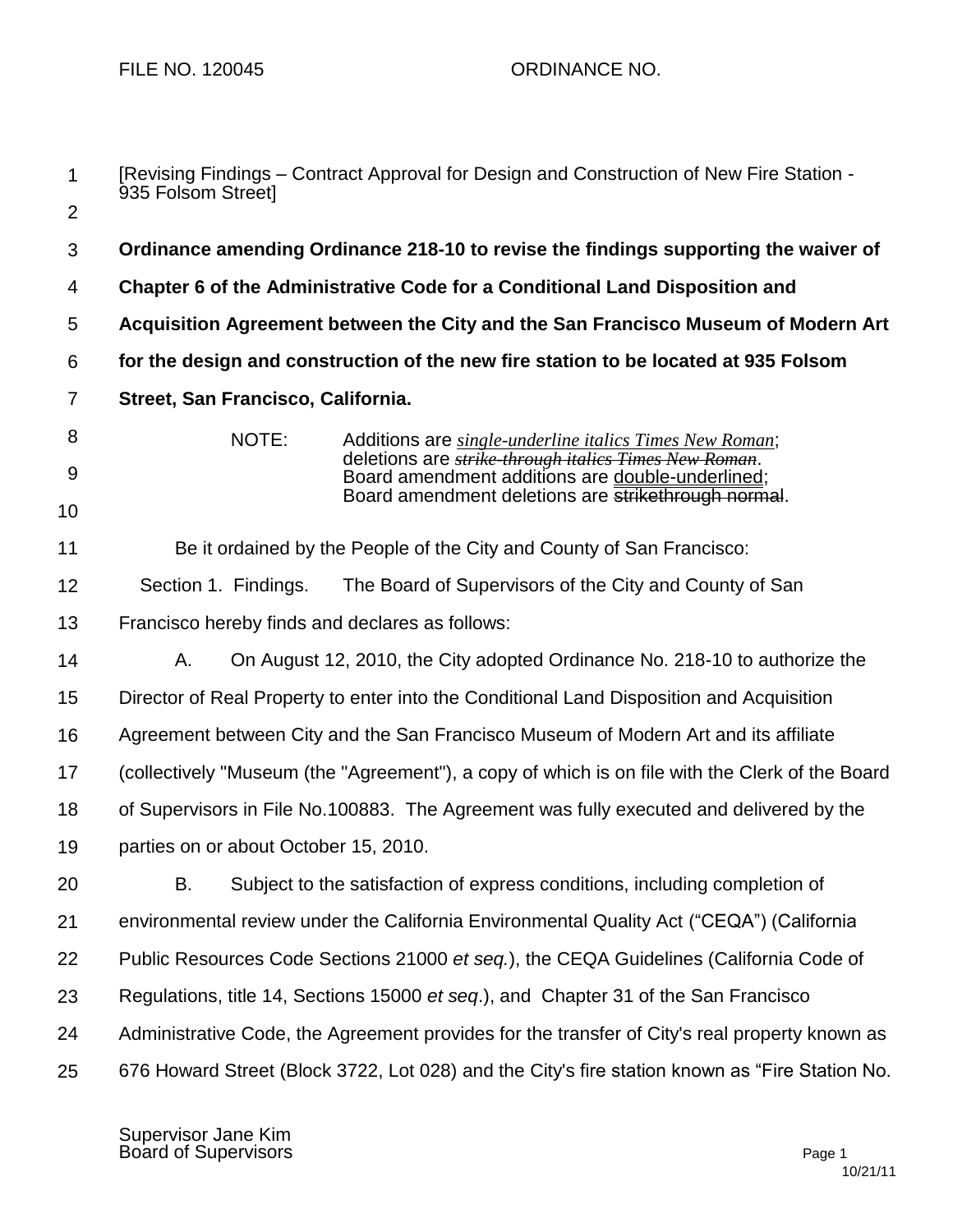FILE NO. 120045 ORDINANCE NO.

[Revising Findings – Contract Approval for Design and Construction of New Fire Station - 935 Folsom Street]

**Ordinance amending Ordinance 218-10 to revise the findings supporting the waiver of Chapter 6 of the Administrative Code for a Conditional Land Disposition and Acquisition Agreement between the City and the San Francisco Museum of Modern Art for the design and construction of the new fire station to be located at 935 Folsom Street, San Francisco, California.**

NOTE: Additions are *single-underline italics Times New Roman*; deletions are ~~*strike-through italics Times New Roman*~~. Board amendment additions are double-underlined; Board amendment deletions are ~~strikethrough normal~~.

Be it ordained by the People of the City and County of San Francisco:

Section 1. Findings. The Board of Supervisors of the City and County of San Francisco hereby finds and declares as follows:

A. On August 12, 2010, the City adopted Ordinance No. 218-10 to authorize the Director of Real Property to enter into the Conditional Land Disposition and Acquisition Agreement between City and the San Francisco Museum of Modern Art and its affiliate (collectively "Museum (the "Agreement"), a copy of which is on file with the Clerk of the Board of Supervisors in File No.100883. The Agreement was fully executed and delivered by the parties on or about October 15, 2010.

B. Subject to the satisfaction of express conditions, including completion of environmental review under the California Environmental Quality Act ("CEQA") (California Public Resources Code Sections 21000 *et seq.*), the CEQA Guidelines (California Code of Regulations, title 14, Sections 15000 *et seq*.), and Chapter 31 of the San Francisco Administrative Code, the Agreement provides for the transfer of City's real property known as 676 Howard Street (Block 3722, Lot 028) and the City's fire station known as "Fire Station No.

Supervisor Jane Kim
Board of Supervisors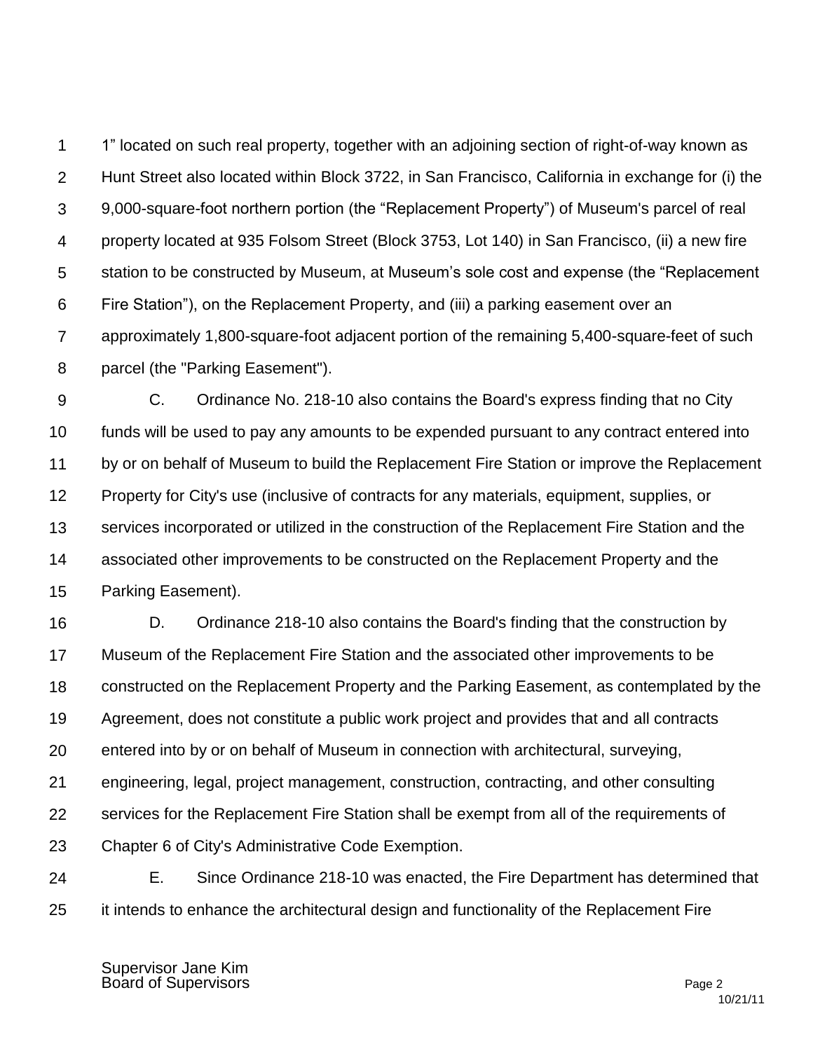1" located on such real property, together with an adjoining section of right-of-way known as Hunt Street also located within Block 3722, in San Francisco, California in exchange for (i) the 9,000-square-foot northern portion (the "Replacement Property") of Museum's parcel of real property located at 935 Folsom Street (Block 3753, Lot 140) in San Francisco, (ii) a new fire station to be constructed by Museum, at Museum's sole cost and expense (the "Replacement Fire Station"), on the Replacement Property, and (iii) a parking easement over an approximately 1,800-square-foot adjacent portion of the remaining 5,400-square-feet of such parcel (the "Parking Easement").

C. Ordinance No. 218-10 also contains the Board's express finding that no City funds will be used to pay any amounts to be expended pursuant to any contract entered into by or on behalf of Museum to build the Replacement Fire Station or improve the Replacement Property for City's use (inclusive of contracts for any materials, equipment, supplies, or services incorporated or utilized in the construction of the Replacement Fire Station and the associated other improvements to be constructed on the Replacement Property and the Parking Easement).

D. Ordinance 218-10 also contains the Board's finding that the construction by Museum of the Replacement Fire Station and the associated other improvements to be constructed on the Replacement Property and the Parking Easement, as contemplated by the Agreement, does not constitute a public work project and provides that and all contracts entered into by or on behalf of Museum in connection with architectural, surveying, engineering, legal, project management, construction, contracting, and other consulting services for the Replacement Fire Station shall be exempt from all of the requirements of Chapter 6 of City's Administrative Code Exemption.

E. Since Ordinance 218-10 was enacted, the Fire Department has determined that it intends to enhance the architectural design and functionality of the Replacement Fire

Supervisor Jane Kim
Board of Supervisors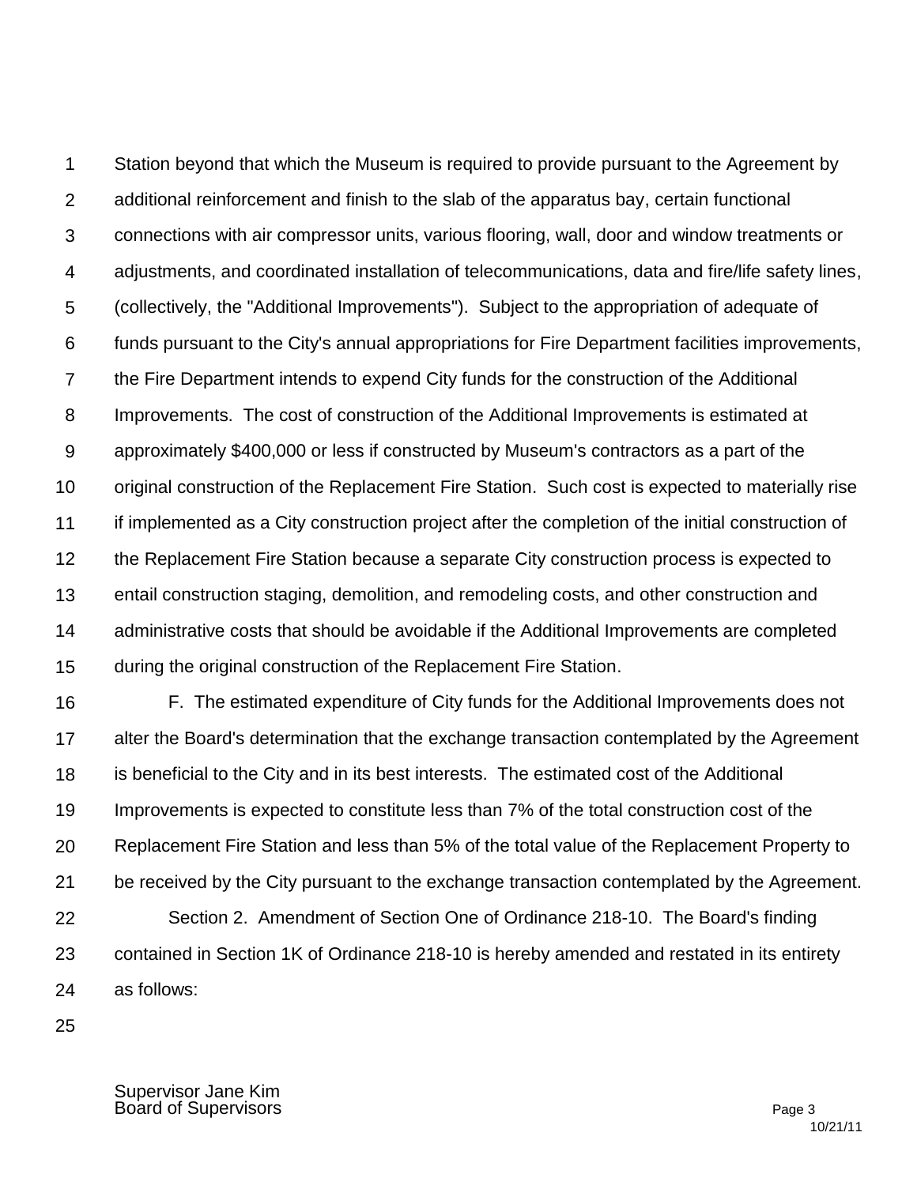Station beyond that which the Museum is required to provide pursuant to the Agreement by additional reinforcement and finish to the slab of the apparatus bay, certain functional connections with air compressor units, various flooring, wall, door and window treatments or adjustments, and coordinated installation of telecommunications, data and fire/life safety lines, (collectively, the "Additional Improvements"). Subject to the appropriation of adequate of funds pursuant to the City's annual appropriations for Fire Department facilities improvements, the Fire Department intends to expend City funds for the construction of the Additional Improvements. The cost of construction of the Additional Improvements is estimated at approximately $400,000 or less if constructed by Museum's contractors as a part of the original construction of the Replacement Fire Station. Such cost is expected to materially rise if implemented as a City construction project after the completion of the initial construction of the Replacement Fire Station because a separate City construction process is expected to entail construction staging, demolition, and remodeling costs, and other construction and administrative costs that should be avoidable if the Additional Improvements are completed during the original construction of the Replacement Fire Station.

F. The estimated expenditure of City funds for the Additional Improvements does not alter the Board's determination that the exchange transaction contemplated by the Agreement is beneficial to the City and in its best interests. The estimated cost of the Additional Improvements is expected to constitute less than 7% of the total construction cost of the Replacement Fire Station and less than 5% of the total value of the Replacement Property to be received by the City pursuant to the exchange transaction contemplated by the Agreement.

Section 2. Amendment of Section One of Ordinance 218-10. The Board's finding contained in Section 1K of Ordinance 218-10 is hereby amended and restated in its entirety as follows:

Supervisor Jane Kim
Board of Supervisors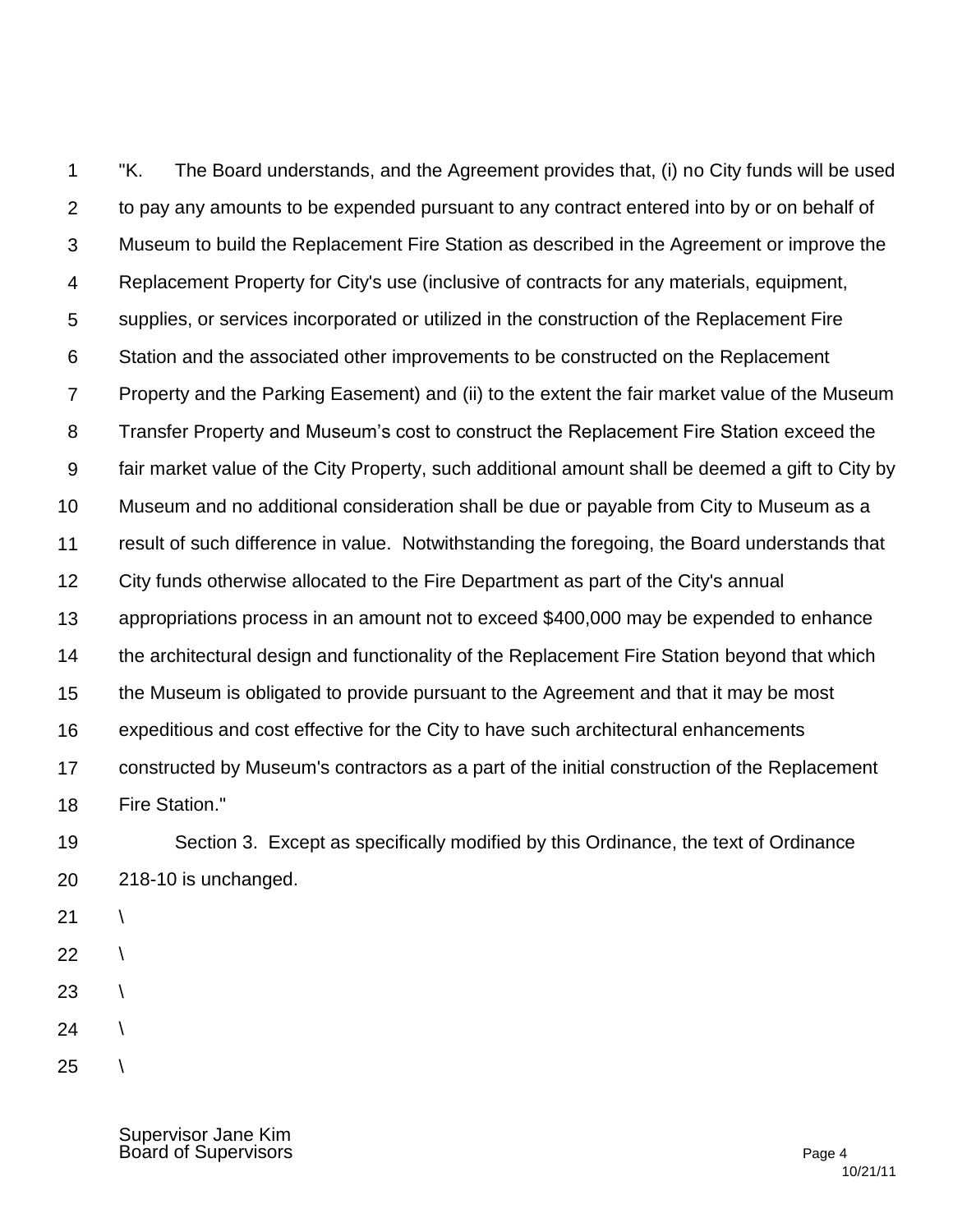"K. The Board understands, and the Agreement provides that, (i) no City funds will be used to pay any amounts to be expended pursuant to any contract entered into by or on behalf of Museum to build the Replacement Fire Station as described in the Agreement or improve the Replacement Property for City's use (inclusive of contracts for any materials, equipment, supplies, or services incorporated or utilized in the construction of the Replacement Fire Station and the associated other improvements to be constructed on the Replacement Property and the Parking Easement) and (ii) to the extent the fair market value of the Museum Transfer Property and Museum's cost to construct the Replacement Fire Station exceed the fair market value of the City Property, such additional amount shall be deemed a gift to City by Museum and no additional consideration shall be due or payable from City to Museum as a result of such difference in value. Notwithstanding the foregoing, the Board understands that City funds otherwise allocated to the Fire Department as part of the City's annual appropriations process in an amount not to exceed $400,000 may be expended to enhance the architectural design and functionality of the Replacement Fire Station beyond that which the Museum is obligated to provide pursuant to the Agreement and that it may be most expeditious and cost effective for the City to have such architectural enhancements constructed by Museum's contractors as a part of the initial construction of the Replacement Fire Station."

Section 3. Except as specifically modified by this Ordinance, the text of Ordinance 218-10 is unchanged.

\

\

\

\

\

Supervisor Jane Kim
Board of Supervisors

10/21/11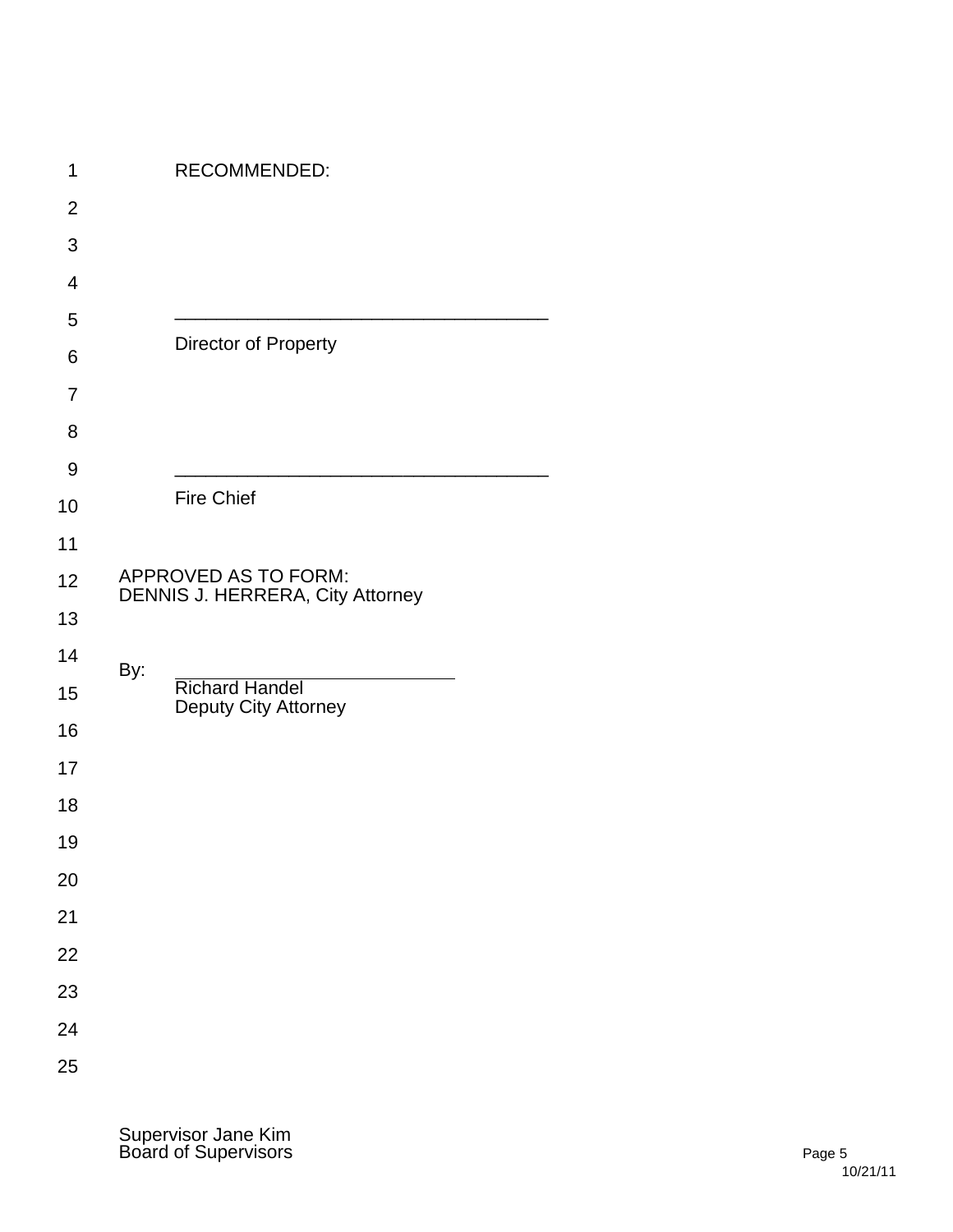RECOMMENDED:

\_\_\_\_\_\_\_\_\_\_\_\_\_\_\_\_\_\_\_\_\_\_\_\_\_\_\_\_\_\_\_\_\_\_\_\_

Director of Property

\_\_\_\_\_\_\_\_\_\_\_\_\_\_\_\_\_\_\_\_\_\_\_\_\_\_\_\_\_\_\_\_\_\_\_\_

Fire Chief

APPROVED AS TO FORM:
DENNIS J. HERRERA, City Attorney

By: \_\_\_\_\_\_\_\_\_\_\_\_\_\_\_\_\_\_\_\_\_\_\_\_\_\_\_
Richard Handel
Deputy City Attorney

Supervisor Jane Kim
Board of Supervisors

10/21/11